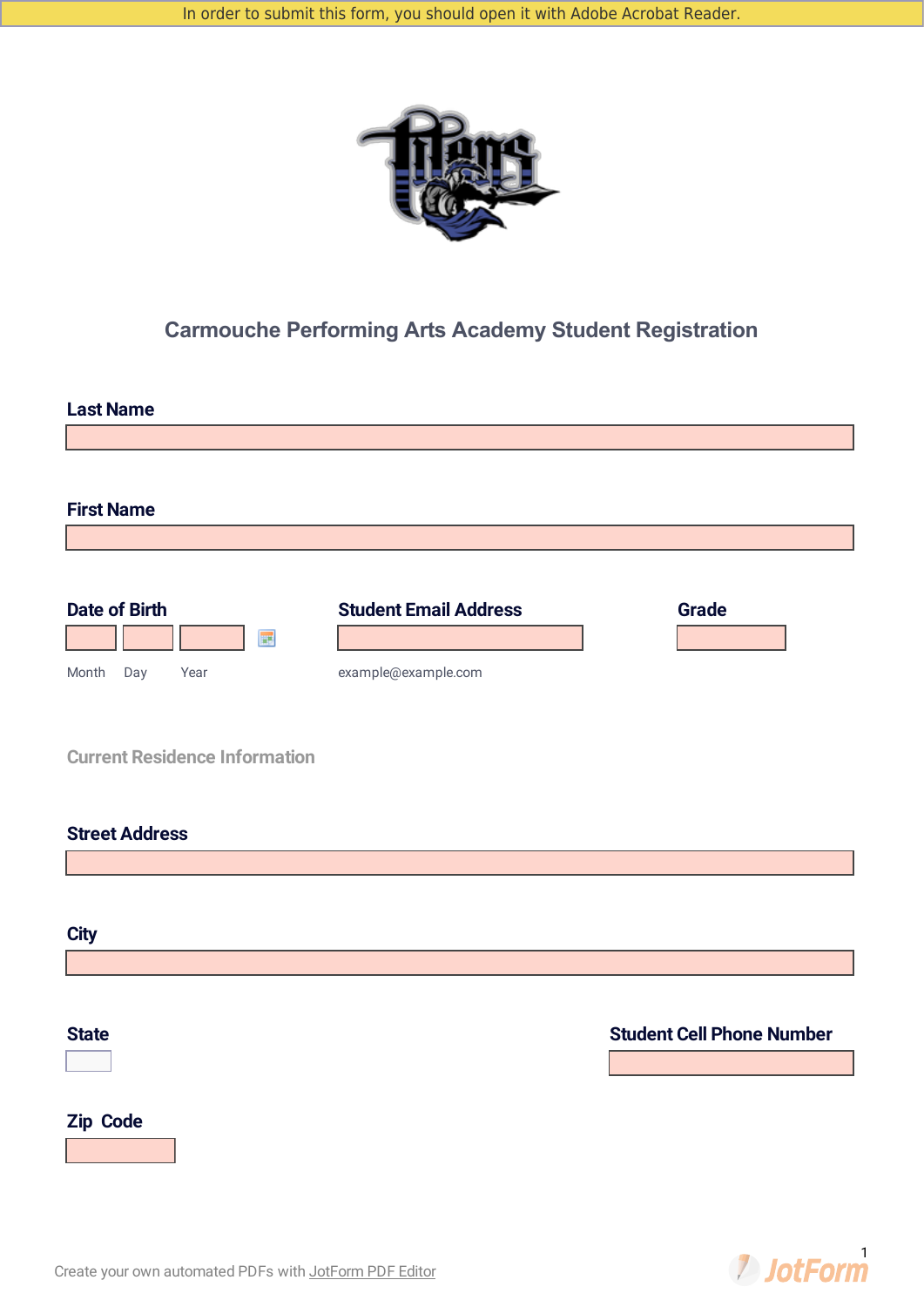In order to submit this form, you should open it with Adobe Acrobat Reader.

# Carmouche Performing Arts Academy Student Registration

**Last Name**

**First Name**

**Date of Birth**

Month Day Year

**Student Email Address**

example@example.com

**Grade**

## Current Residence Information

**Street Address**

**City**

**State**

**Student Cell Phone Number**

**Zip Code**

Create your own automated PDFs with JotForm PDF Editor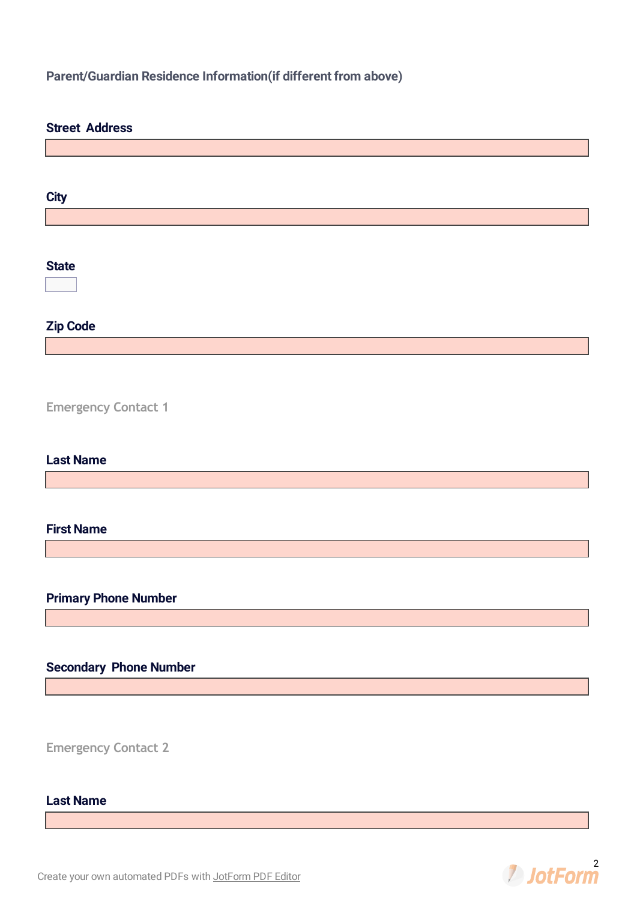## Parent/Guardian Residence Information(if different from above)

**Street Address**

**City**

**State**

**Zip Code**

### Emergency Contact 1

**Last Name**

**First Name**

**Primary Phone Number**

**Secondary Phone Number**

### Emergency Contact 2

**Last Name**

Create your own automated PDFs with JotForm PDF Editor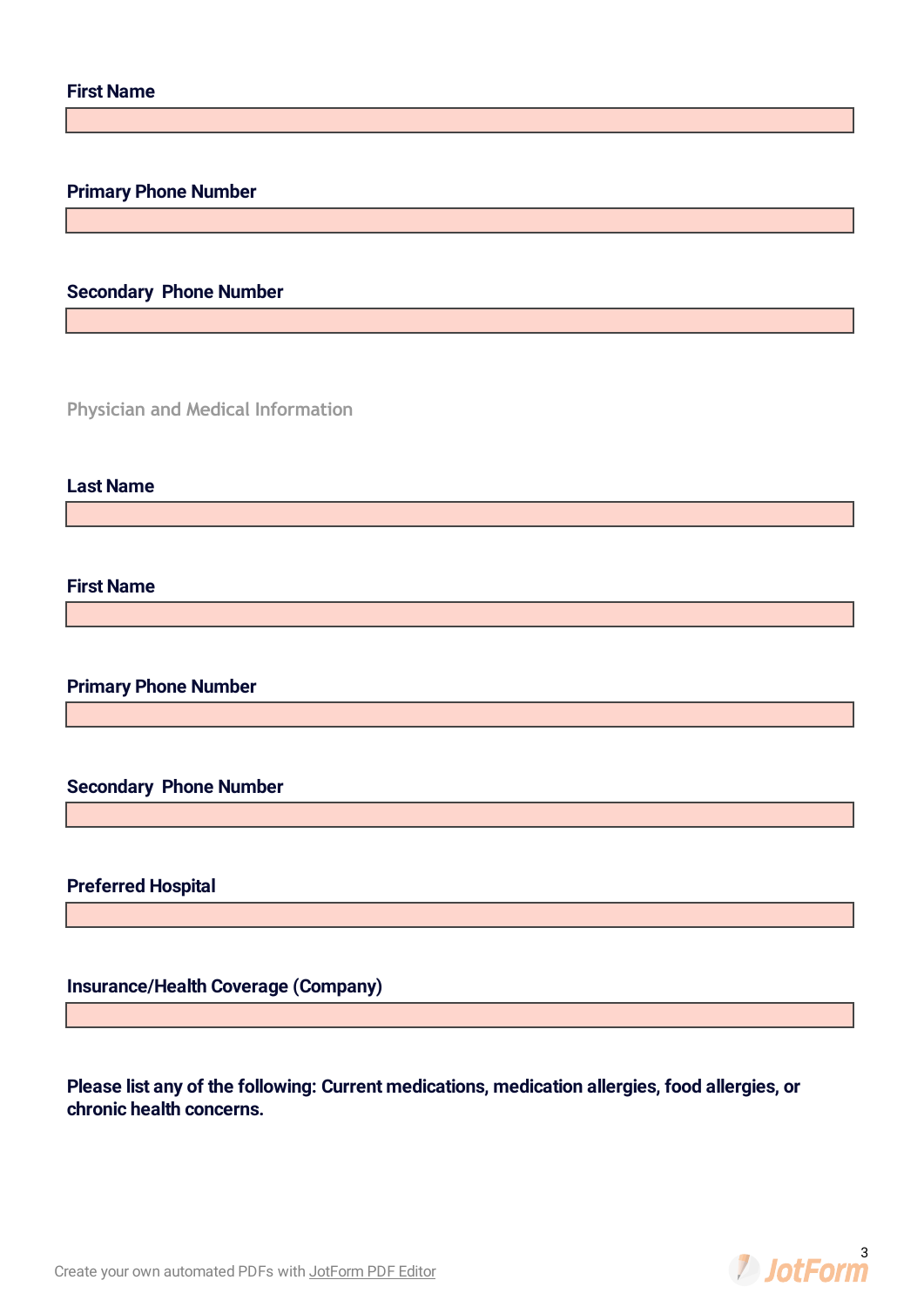**First Name**

**Primary Phone Number**

**Secondary Phone Number**

## Physician and Medical Information

**Last Name**

**First Name**

**Primary Phone Number**

**Secondary Phone Number**

**Preferred Hospital**

**Insurance/Health Coverage (Company)**

**Please list any of the following: Current medications, medication allergies, food allergies, or chronic health concerns.**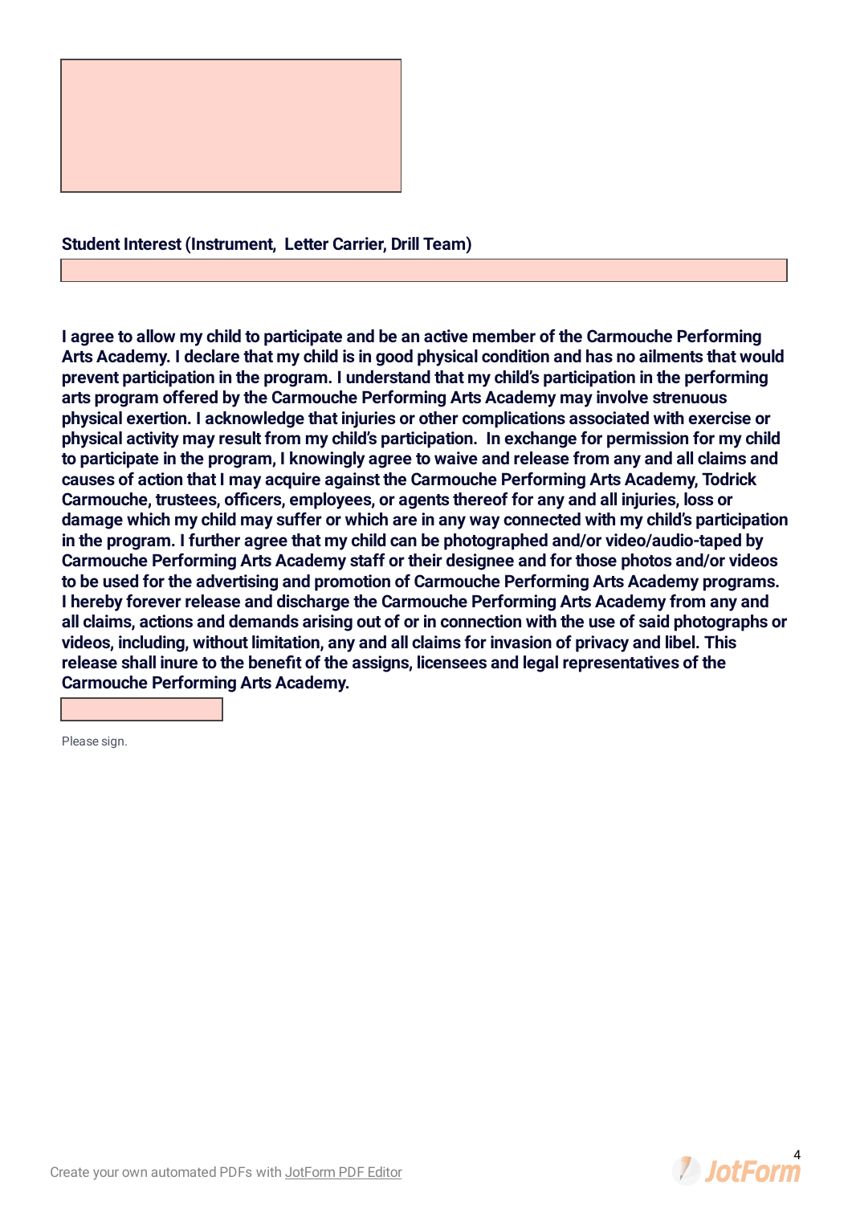**Student Interest (Instrument,  Letter Carrier, Drill Team)**

**I agree to allow my child to participate and be an active member of the Carmouche Performing Arts Academy. I declare that my child is in good physical condition and has no ailments that would prevent participation in the program. I understand that my child's participation in the performing arts program offered by the Carmouche Performing Arts Academy may involve strenuous physical exertion. I acknowledge that injuries or other complications associated with exercise or physical activity may result from my child's participation.  In exchange for permission for my child to participate in the program, I knowingly agree to waive and release from any and all claims and causes of action that I may acquire against the Carmouche Performing Arts Academy, Todrick Carmouche, trustees, officers, employees, or agents thereof for any and all injuries, loss or damage which my child may suffer or which are in any way connected with my child's participation in the program. I further agree that my child can be photographed and/or video/audio-taped by Carmouche Performing Arts Academy staff or their designee and for those photos and/or videos to be used for the advertising and promotion of Carmouche Performing Arts Academy programs. I hereby forever release and discharge the Carmouche Performing Arts Academy from any and all claims, actions and demands arising out of or in connection with the use of said photographs or videos, including, without limitation, any and all claims for invasion of privacy and libel. This release shall inure to the benefit of the assigns, licensees and legal representatives of the Carmouche Performing Arts Academy.**

Please sign.